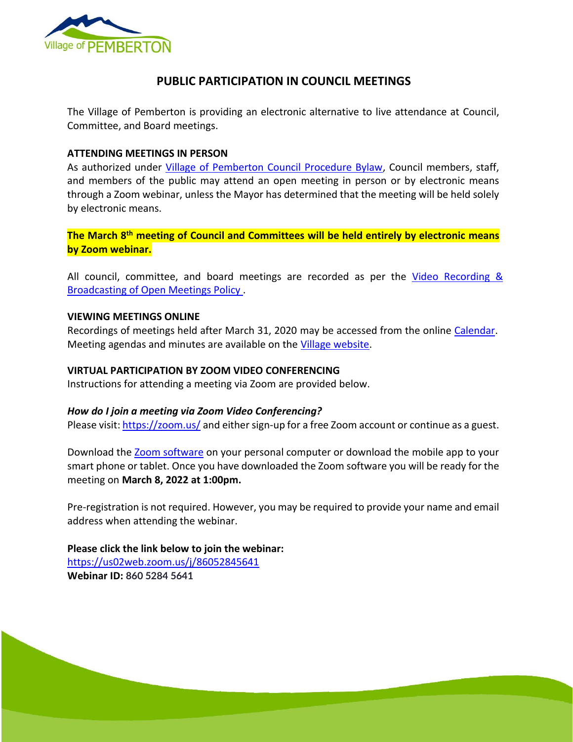# PUBLIC PARTICIPATION IN COUNCIL MEETINGS

The Village of Pemberton is providing an electronic alternative to live attendance at Council, Committee, and Board meetings.

### ATTENDING MEETINGS IN PERSON

As authorized under Village of Pemberton Council Procedure Bylaw, Council members, staff, and members of the public may attend an open meeting in person or by electronic means through a Zoom webinar, unless the Mayor has determined that the meeting will be held solely by electronic means.

**The March 8th meeting of Council and Committees will be held entirely by electronic means by Zoom webinar.**

All council, committee, and board meetings are recorded as per the Video Recording & Broadcasting of Open Meetings Policy .

### VIEWING MEETINGS ONLINE

Recordings of meetings held after March 31, 2020 may be accessed from the online Calendar. Meeting agendas and minutes are available on the Village website.

### VIRTUAL PARTICIPATION BY ZOOM VIDEO CONFERENCING

Instructions for attending a meeting via Zoom are provided below.

***How do I join a meeting via Zoom Video Conferencing?***

Please visit: https://zoom.us/ and either sign-up for a free Zoom account or continue as a guest.

Download the Zoom software on your personal computer or download the mobile app to your smart phone or tablet. Once you have downloaded the Zoom software you will be ready for the meeting on **March 8, 2022 at 1:00pm.**

Pre-registration is not required. However, you may be required to provide your name and email address when attending the webinar.

**Please click the link below to join the webinar:**
https://us02web.zoom.us/j/86052845641
**Webinar ID:** 860 5284 5641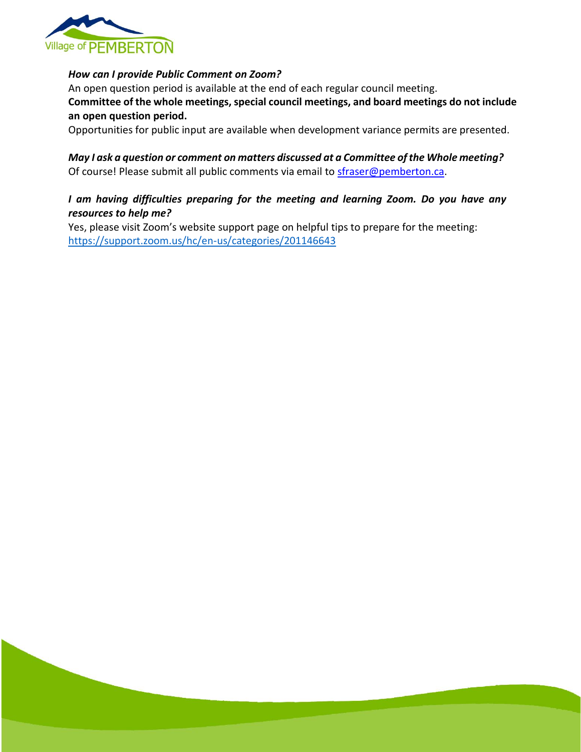***How can I provide Public Comment on Zoom?***

An open question period is available at the end of each regular council meeting.

**Committee of the whole meetings, special council meetings, and board meetings do not include an open question period.**

Opportunities for public input are available when development variance permits are presented.

***May I ask a question or comment on matters discussed at a Committee of the Whole meeting?***

Of course! Please submit all public comments via email to sfraser@pemberton.ca.

***I am having difficulties preparing for the meeting and learning Zoom. Do you have any resources to help me?***

Yes, please visit Zoom's website support page on helpful tips to prepare for the meeting: https://support.zoom.us/hc/en-us/categories/201146643